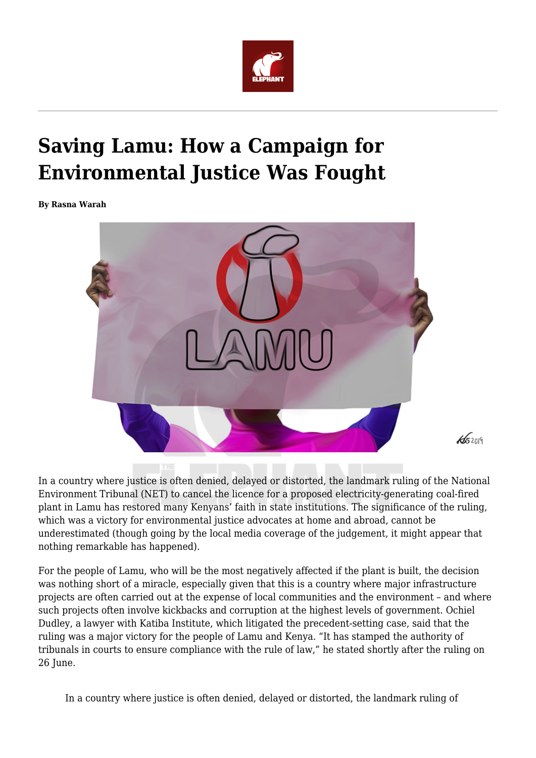# Saving Lamu: How a Campaign for Environmental Justice Was Fought

**By Rasna Warah**

In a country where justice is often denied, delayed or distorted, the landmark ruling of the National Environment Tribunal (NET) to cancel the licence for a proposed electricity-generating coal-fired plant in Lamu has restored many Kenyans' faith in state institutions. The significance of the ruling, which was a victory for environmental justice advocates at home and abroad, cannot be underestimated (though going by the local media coverage of the judgement, it might appear that nothing remarkable has happened).

For the people of Lamu, who will be the most negatively affected if the plant is built, the decision was nothing short of a miracle, especially given that this is a country where major infrastructure projects are often carried out at the expense of local communities and the environment – and where such projects often involve kickbacks and corruption at the highest levels of government. Ochiel Dudley, a lawyer with Katiba Institute, which litigated the precedent-setting case, said that the ruling was a major victory for the people of Lamu and Kenya. "It has stamped the authority of tribunals in courts to ensure compliance with the rule of law," he stated shortly after the ruling on 26 June.

In a country where justice is often denied, delayed or distorted, the landmark ruling of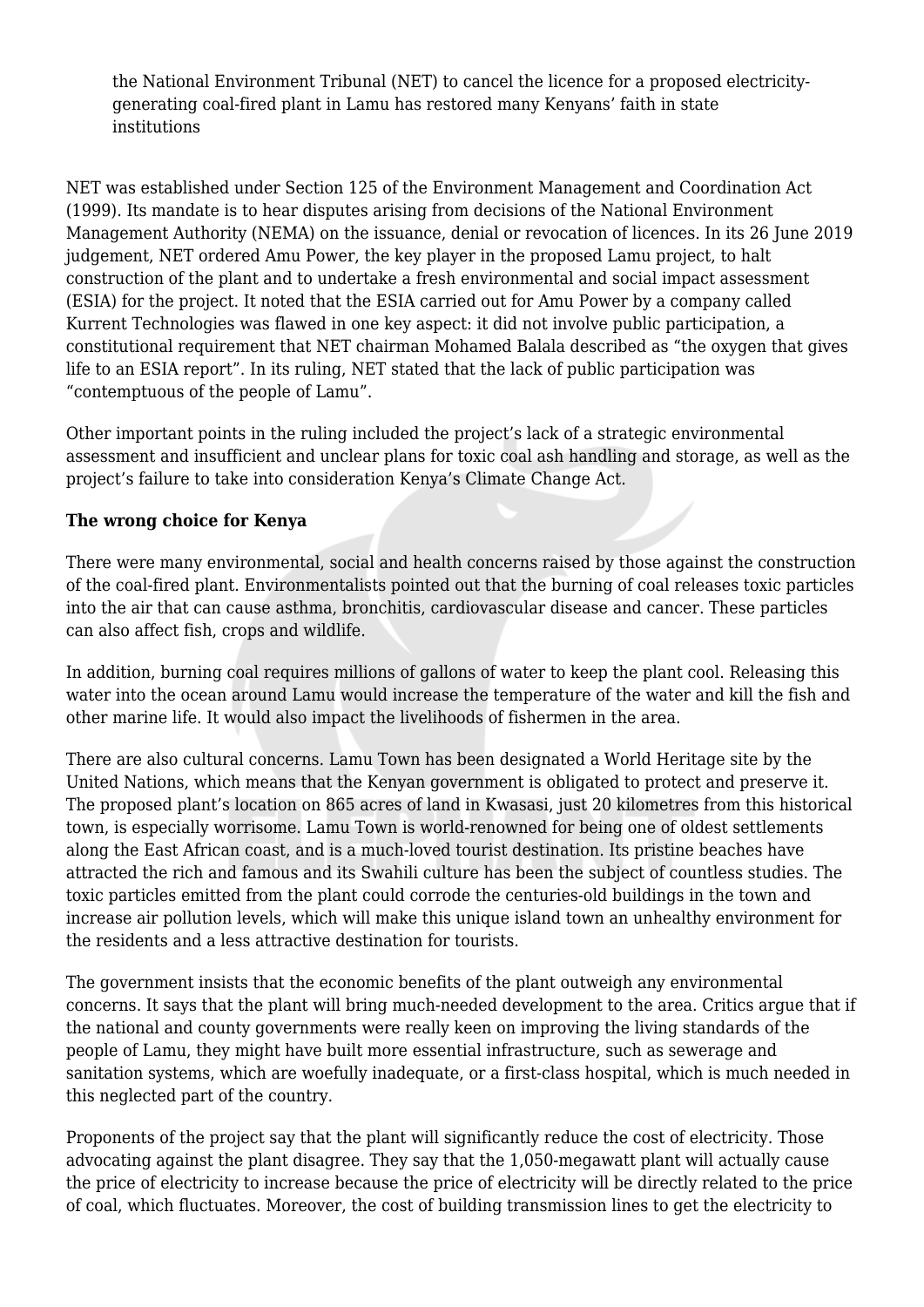the National Environment Tribunal (NET) to cancel the licence for a proposed electricity-generating coal-fired plant in Lamu has restored many Kenyans' faith in state institutions

NET was established under Section 125 of the Environment Management and Coordination Act (1999). Its mandate is to hear disputes arising from decisions of the National Environment Management Authority (NEMA) on the issuance, denial or revocation of licences. In its 26 June 2019 judgement, NET ordered Amu Power, the key player in the proposed Lamu project, to halt construction of the plant and to undertake a fresh environmental and social impact assessment (ESIA) for the project. It noted that the ESIA carried out for Amu Power by a company called Kurrent Technologies was flawed in one key aspect: it did not involve public participation, a constitutional requirement that NET chairman Mohamed Balala described as "the oxygen that gives life to an ESIA report". In its ruling, NET stated that the lack of public participation was "contemptuous of the people of Lamu".

Other important points in the ruling included the project's lack of a strategic environmental assessment and insufficient and unclear plans for toxic coal ash handling and storage, as well as the project's failure to take into consideration Kenya's Climate Change Act.

**The wrong choice for Kenya**

There were many environmental, social and health concerns raised by those against the construction of the coal-fired plant. Environmentalists pointed out that the burning of coal releases toxic particles into the air that can cause asthma, bronchitis, cardiovascular disease and cancer. These particles can also affect fish, crops and wildlife.

In addition, burning coal requires millions of gallons of water to keep the plant cool. Releasing this water into the ocean around Lamu would increase the temperature of the water and kill the fish and other marine life. It would also impact the livelihoods of fishermen in the area.

There are also cultural concerns. Lamu Town has been designated a World Heritage site by the United Nations, which means that the Kenyan government is obligated to protect and preserve it. The proposed plant's location on 865 acres of land in Kwasasi, just 20 kilometres from this historical town, is especially worrisome. Lamu Town is world-renowned for being one of oldest settlements along the East African coast, and is a much-loved tourist destination. Its pristine beaches have attracted the rich and famous and its Swahili culture has been the subject of countless studies. The toxic particles emitted from the plant could corrode the centuries-old buildings in the town and increase air pollution levels, which will make this unique island town an unhealthy environment for the residents and a less attractive destination for tourists.

The government insists that the economic benefits of the plant outweigh any environmental concerns. It says that the plant will bring much-needed development to the area. Critics argue that if the national and county governments were really keen on improving the living standards of the people of Lamu, they might have built more essential infrastructure, such as sewerage and sanitation systems, which are woefully inadequate, or a first-class hospital, which is much needed in this neglected part of the country.

Proponents of the project say that the plant will significantly reduce the cost of electricity. Those advocating against the plant disagree. They say that the 1,050-megawatt plant will actually cause the price of electricity to increase because the price of electricity will be directly related to the price of coal, which fluctuates. Moreover, the cost of building transmission lines to get the electricity to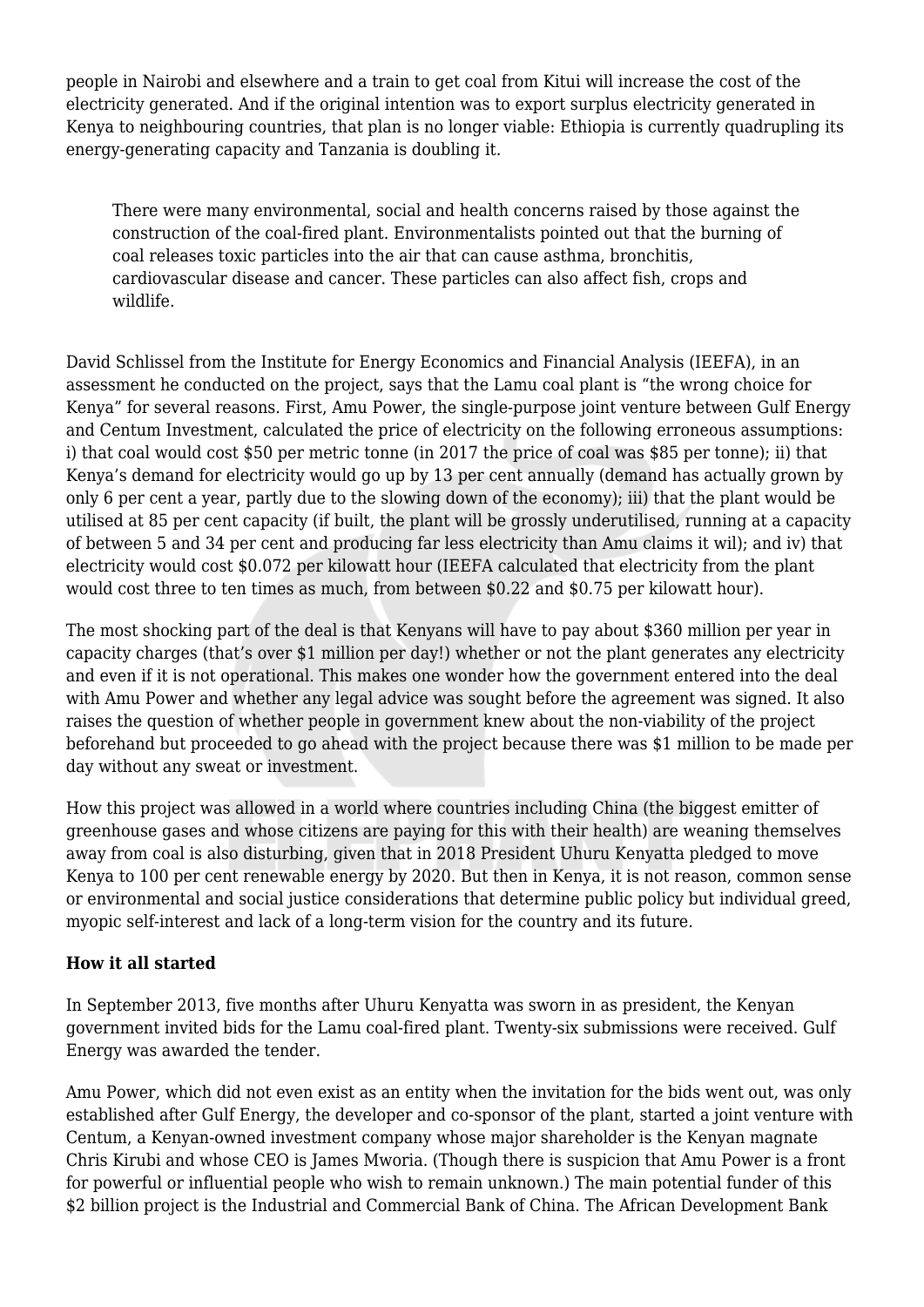people in Nairobi and elsewhere and a train to get coal from Kitui will increase the cost of the electricity generated. And if the original intention was to export surplus electricity generated in Kenya to neighbouring countries, that plan is no longer viable: Ethiopia is currently quadrupling its energy-generating capacity and Tanzania is doubling it.

> There were many environmental, social and health concerns raised by those against the construction of the coal-fired plant. Environmentalists pointed out that the burning of coal releases toxic particles into the air that can cause asthma, bronchitis, cardiovascular disease and cancer. These particles can also affect fish, crops and wildlife.

David Schlissel from the Institute for Energy Economics and Financial Analysis (IEEFA), in an assessment he conducted on the project, says that the Lamu coal plant is "the wrong choice for Kenya" for several reasons. First, Amu Power, the single-purpose joint venture between Gulf Energy and Centum Investment, calculated the price of electricity on the following erroneous assumptions: i) that coal would cost $50 per metric tonne (in 2017 the price of coal was $85 per tonne); ii) that Kenya's demand for electricity would go up by 13 per cent annually (demand has actually grown by only 6 per cent a year, partly due to the slowing down of the economy); iii) that the plant would be utilised at 85 per cent capacity (if built, the plant will be grossly underutilised, running at a capacity of between 5 and 34 per cent and producing far less electricity than Amu claims it wil); and iv) that electricity would cost $0.072 per kilowatt hour (IEEFA calculated that electricity from the plant would cost three to ten times as much, from between $0.22 and $0.75 per kilowatt hour).

The most shocking part of the deal is that Kenyans will have to pay about $360 million per year in capacity charges (that's over $1 million per day!) whether or not the plant generates any electricity and even if it is not operational. This makes one wonder how the government entered into the deal with Amu Power and whether any legal advice was sought before the agreement was signed. It also raises the question of whether people in government knew about the non-viability of the project beforehand but proceeded to go ahead with the project because there was $1 million to be made per day without any sweat or investment.

How this project was allowed in a world where countries including China (the biggest emitter of greenhouse gases and whose citizens are paying for this with their health) are weaning themselves away from coal is also disturbing, given that in 2018 President Uhuru Kenyatta pledged to move Kenya to 100 per cent renewable energy by 2020. But then in Kenya, it is not reason, common sense or environmental and social justice considerations that determine public policy but individual greed, myopic self-interest and lack of a long-term vision for the country and its future.

**How it all started**

In September 2013, five months after Uhuru Kenyatta was sworn in as president, the Kenyan government invited bids for the Lamu coal-fired plant. Twenty-six submissions were received. Gulf Energy was awarded the tender.

Amu Power, which did not even exist as an entity when the invitation for the bids went out, was only established after Gulf Energy, the developer and co-sponsor of the plant, started a joint venture with Centum, a Kenyan-owned investment company whose major shareholder is the Kenyan magnate Chris Kirubi and whose CEO is James Mworia. (Though there is suspicion that Amu Power is a front for powerful or influential people who wish to remain unknown.) The main potential funder of this $2 billion project is the Industrial and Commercial Bank of China. The African Development Bank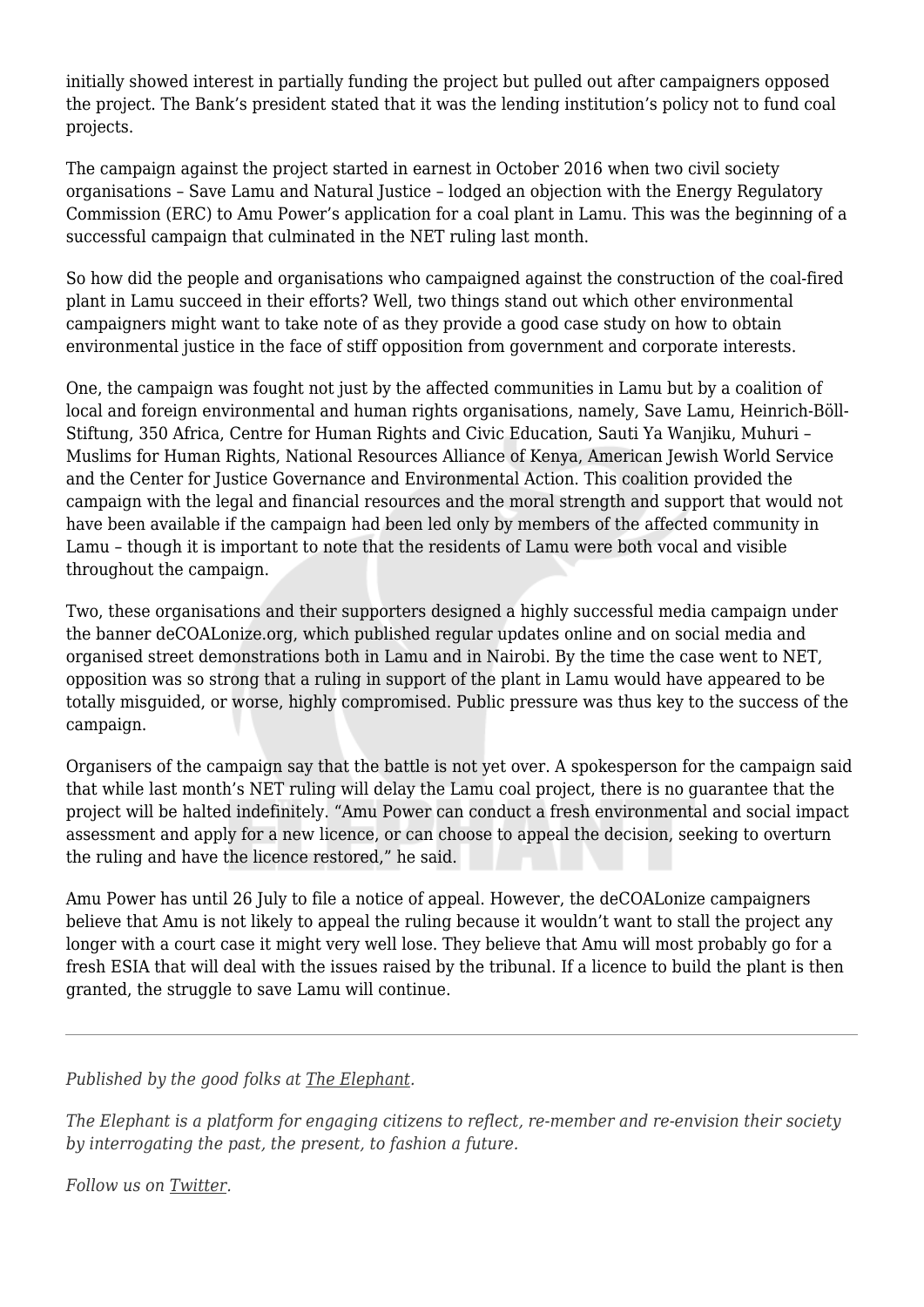initially showed interest in partially funding the project but pulled out after campaigners opposed the project. The Bank's president stated that it was the lending institution's policy not to fund coal projects.

The campaign against the project started in earnest in October 2016 when two civil society organisations – Save Lamu and Natural Justice – lodged an objection with the Energy Regulatory Commission (ERC) to Amu Power's application for a coal plant in Lamu. This was the beginning of a successful campaign that culminated in the NET ruling last month.

So how did the people and organisations who campaigned against the construction of the coal-fired plant in Lamu succeed in their efforts? Well, two things stand out which other environmental campaigners might want to take note of as they provide a good case study on how to obtain environmental justice in the face of stiff opposition from government and corporate interests.

One, the campaign was fought not just by the affected communities in Lamu but by a coalition of local and foreign environmental and human rights organisations, namely, Save Lamu, Heinrich-Böll-Stiftung, 350 Africa, Centre for Human Rights and Civic Education, Sauti Ya Wanjiku, Muhuri – Muslims for Human Rights, National Resources Alliance of Kenya, American Jewish World Service and the Center for Justice Governance and Environmental Action. This coalition provided the campaign with the legal and financial resources and the moral strength and support that would not have been available if the campaign had been led only by members of the affected community in Lamu – though it is important to note that the residents of Lamu were both vocal and visible throughout the campaign.

Two, these organisations and their supporters designed a highly successful media campaign under the banner deCOALonize.org, which published regular updates online and on social media and organised street demonstrations both in Lamu and in Nairobi. By the time the case went to NET, opposition was so strong that a ruling in support of the plant in Lamu would have appeared to be totally misguided, or worse, highly compromised. Public pressure was thus key to the success of the campaign.

Organisers of the campaign say that the battle is not yet over. A spokesperson for the campaign said that while last month's NET ruling will delay the Lamu coal project, there is no guarantee that the project will be halted indefinitely. "Amu Power can conduct a fresh environmental and social impact assessment and apply for a new licence, or can choose to appeal the decision, seeking to overturn the ruling and have the licence restored," he said.

Amu Power has until 26 July to file a notice of appeal. However, the deCOALonize campaigners believe that Amu is not likely to appeal the ruling because it wouldn't want to stall the project any longer with a court case it might very well lose. They believe that Amu will most probably go for a fresh ESIA that will deal with the issues raised by the tribunal. If a licence to build the plant is then granted, the struggle to save Lamu will continue.

---

*Published by the good folks at The Elephant.*

*The Elephant is a platform for engaging citizens to reflect, re-member and re-envision their society by interrogating the past, the present, to fashion a future.*

*Follow us on Twitter.*